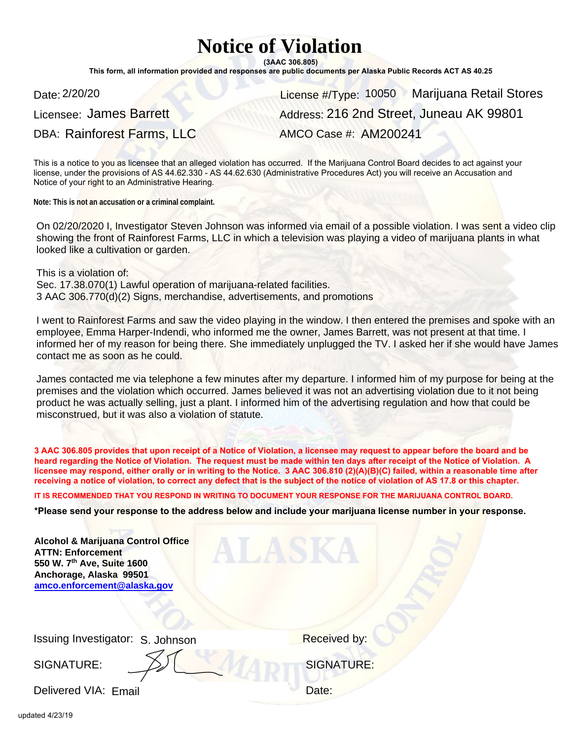# Notice of Violation

**(3AAC 306.805)**

**This form, all information provided and responses are public documents per Alaska Public Records ACT AS 40.25**

Date: 2/20/20

Licensee: James Barrett

DBA: Rainforest Farms, LLC

License #/Type: 10050 Marijuana Retail Stores

Address: 216 2nd Street, Juneau AK 99801

AMCO Case #: AM200241

This is a notice to you as licensee that an alleged violation has occurred. If the Marijuana Control Board decides to act against your license, under the provisions of AS 44.62.330 - AS 44.62.630 (Administrative Procedures Act) you will receive an Accusation and Notice of your right to an Administrative Hearing.

**Note: This is not an accusation or a criminal complaint.**

On 02/20/2020 I, Investigator Steven Johnson was informed via email of a possible violation. I was sent a video clip showing the front of Rainforest Farms, LLC in which a television was playing a video of marijuana plants in what looked like a cultivation or garden.

This is a violation of:
Sec. 17.38.070(1) Lawful operation of marijuana-related facilities.
3 AAC 306.770(d)(2) Signs, merchandise, advertisements, and promotions

I went to Rainforest Farms and saw the video playing in the window. I then entered the premises and spoke with an employee, Emma Harper-Indendi, who informed me the owner, James Barrett, was not present at that time. I informed her of my reason for being there. She immediately unplugged the TV. I asked her if she would have James contact me as soon as he could.

James contacted me via telephone a few minutes after my departure. I informed him of my purpose for being at the premises and the violation which occurred. James believed it was not an advertising violation due to it not being product he was actually selling, just a plant. I informed him of the advertising regulation and how that could be misconstrued, but it was also a violation of statute.

**3 AAC 306.805 provides that upon receipt of a Notice of Violation, a licensee may request to appear before the board and be heard regarding the Notice of Violation. The request must be made within ten days after receipt of the Notice of Violation. A licensee may respond, either orally or in writing to the Notice. 3 AAC 306.810 (2)(A)(B)(C) failed, within a reasonable time after receiving a notice of violation, to correct any defect that is the subject of the notice of violation of AS 17.8 or this chapter.**

**IT IS RECOMMENDED THAT YOU RESPOND IN WRITING TO DOCUMENT YOUR RESPONSE FOR THE MARIJUANA CONTROL BOARD.**

**\*Please send your response to the address below and include your marijuana license number in your response.**

**Alcohol & Marijuana Control Office**
**ATTN: Enforcement**
**550 W. 7th Ave, Suite 1600**
**Anchorage, Alaska 99501**
**amco.enforcement@alaska.gov**

Issuing Investigator: S. Johnson

SIGNATURE: [signature]

Delivered VIA: Email

Received by:

SIGNATURE:

Date:

updated 4/23/19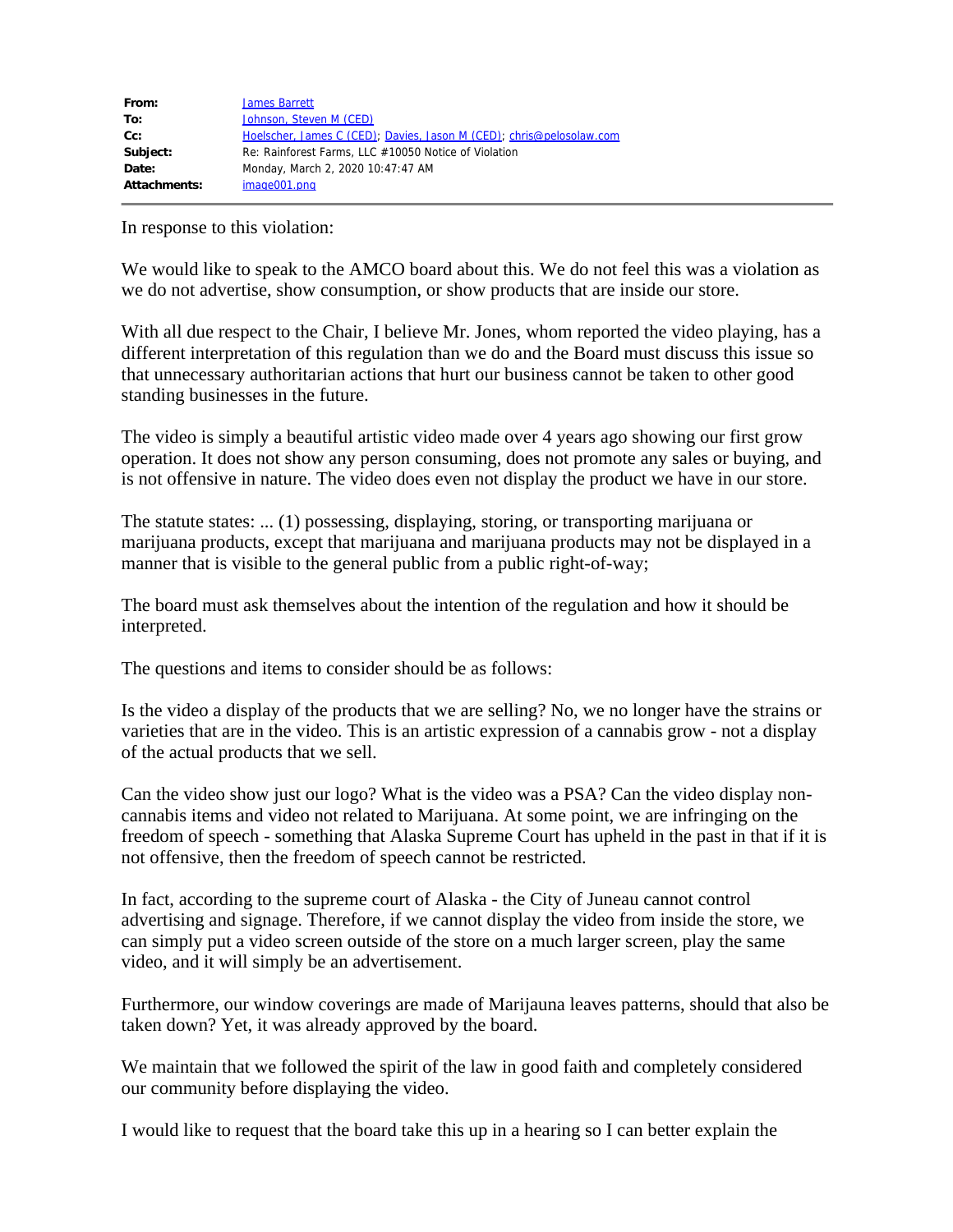| | |
|---|---|
| **From:** | James Barrett |
| **To:** | Johnson, Steven M (CED) |
| **Cc:** | Hoelscher, James C (CED); Davies, Jason M (CED); chris@pelosolaw.com |
| **Subject:** | Re: Rainforest Farms, LLC #10050 Notice of Violation |
| **Date:** | Monday, March 2, 2020 10:47:47 AM |
| **Attachments:** | image001.png |

In response to this violation:

We would like to speak to the AMCO board about this. We do not feel this was a violation as we do not advertise, show consumption, or show products that are inside our store.

With all due respect to the Chair, I believe Mr. Jones, whom reported the video playing, has a different interpretation of this regulation than we do and the Board must discuss this issue so that unnecessary authoritarian actions that hurt our business cannot be taken to other good standing businesses in the future.

The video is simply a beautiful artistic video made over 4 years ago showing our first grow operation. It does not show any person consuming, does not promote any sales or buying, and is not offensive in nature. The video does even not display the product we have in our store.

The statute states: ... (1) possessing, displaying, storing, or transporting marijuana or marijuana products, except that marijuana and marijuana products may not be displayed in a manner that is visible to the general public from a public right-of-way;

The board must ask themselves about the intention of the regulation and how it should be interpreted.

The questions and items to consider should be as follows:

Is the video a display of the products that we are selling? No, we no longer have the strains or varieties that are in the video. This is an artistic expression of a cannabis grow - not a display of the actual products that we sell.

Can the video show just our logo? What is the video was a PSA? Can the video display non-cannabis items and video not related to Marijuana. At some point, we are infringing on the freedom of speech - something that Alaska Supreme Court has upheld in the past in that if it is not offensive, then the freedom of speech cannot be restricted.

In fact, according to the supreme court of Alaska - the City of Juneau cannot control advertising and signage. Therefore, if we cannot display the video from inside the store, we can simply put a video screen outside of the store on a much larger screen, play the same video, and it will simply be an advertisement.

Furthermore, our window coverings are made of Marijauna leaves patterns, should that also be taken down? Yet, it was already approved by the board.

We maintain that we followed the spirit of the law in good faith and completely considered our community before displaying the video.

I would like to request that the board take this up in a hearing so I can better explain the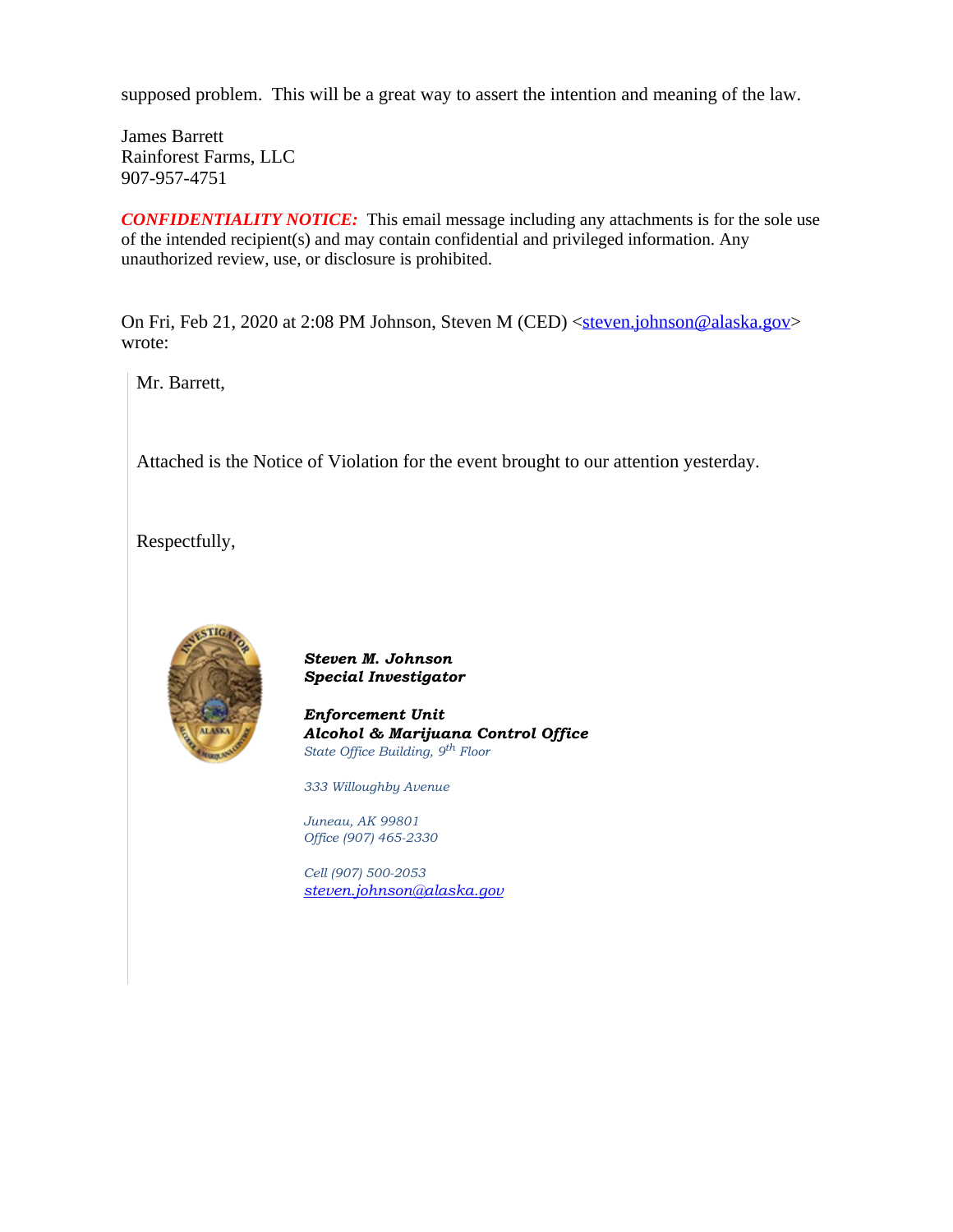supposed problem. This will be a great way to assert the intention and meaning of the law.

James Barrett
Rainforest Farms, LLC
907-957-4751

***CONFIDENTIALITY NOTICE:*** This email message including any attachments is for the sole use of the intended recipient(s) and may contain confidential and privileged information. Any unauthorized review, use, or disclosure is prohibited.

On Fri, Feb 21, 2020 at 2:08 PM Johnson, Steven M (CED) <steven.johnson@alaska.gov> wrote:

> Mr. Barrett,
>
> Attached is the Notice of Violation for the event brought to our attention yesterday.
>
> Respectfully,
>
> ***Steven M. Johnson***
> ***Special Investigator***
>
> ***Enforcement Unit***
> ***Alcohol & Marijuana Control Office***
> *State Office Building, 9th Floor*
>
> *333 Willoughby Avenue*
>
> *Juneau, AK 99801*
> *Office (907) 465-2330*
>
> *Cell (907) 500-2053*
> *steven.johnson@alaska.gov*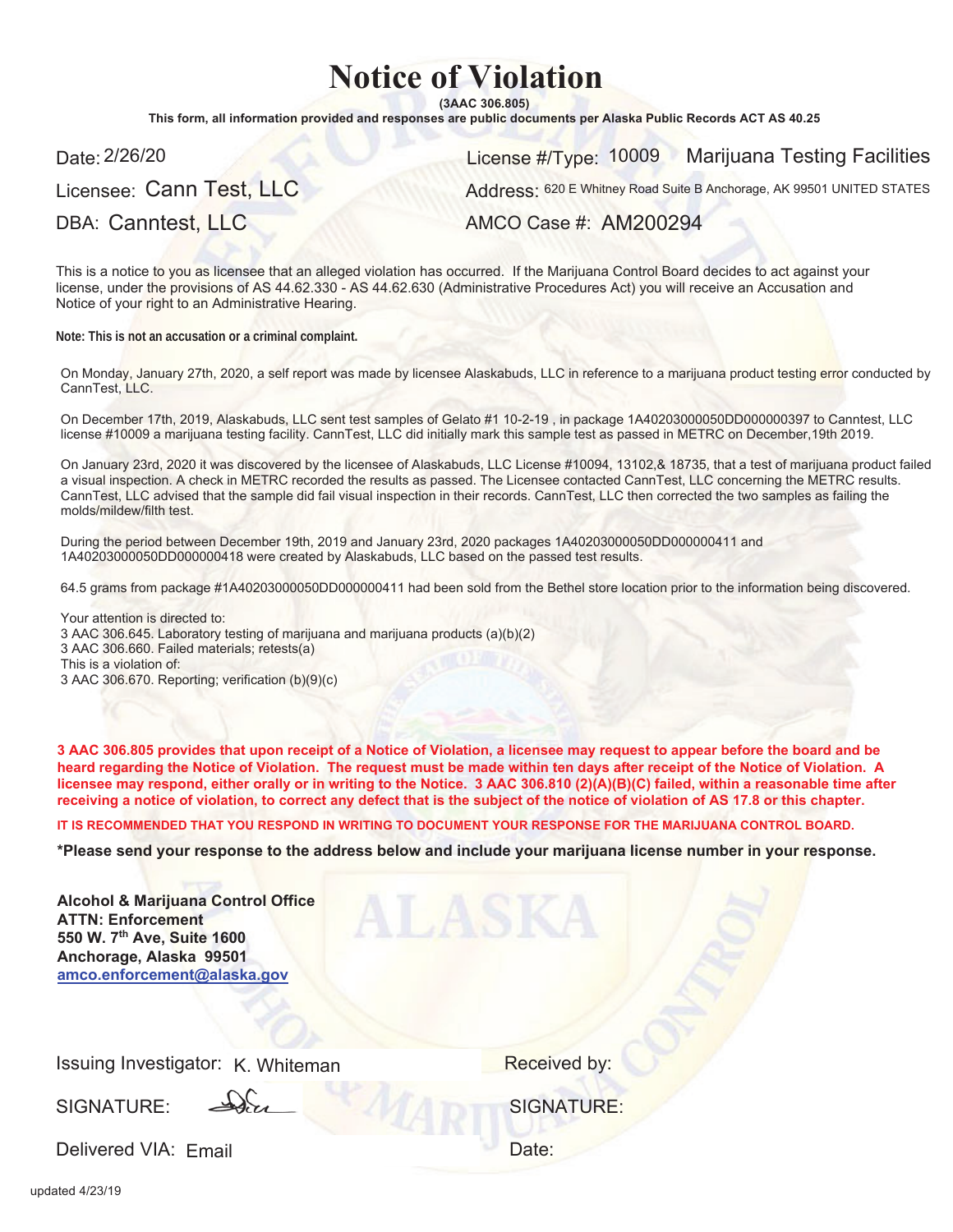# Notice of Violation

**(3AAC 306.805)**

**This form, all information provided and responses are public documents per Alaska Public Records ACT AS 40.25**

Date: 2/26/20

License #/Type: 10009 Marijuana Testing Facilities

Licensee: Cann Test, LLC

Address: 620 E Whitney Road Suite B Anchorage, AK 99501 UNITED STATES

DBA: Canntest, LLC

AMCO Case #: AM200294

This is a notice to you as licensee that an alleged violation has occurred. If the Marijuana Control Board decides to act against your license, under the provisions of AS 44.62.330 - AS 44.62.630 (Administrative Procedures Act) you will receive an Accusation and Notice of your right to an Administrative Hearing.

**Note: This is not an accusation or a criminal complaint.**

On Monday, January 27th, 2020, a self report was made by licensee Alaskabuds, LLC in reference to a marijuana product testing error conducted by CannTest, LLC.

On December 17th, 2019, Alaskabuds, LLC sent test samples of Gelato #1 10-2-19 , in package 1A40203000050DD000000397 to Canntest, LLC license #10009 a marijuana testing facility. CannTest, LLC did initially mark this sample test as passed in METRC on December,19th 2019.

On January 23rd, 2020 it was discovered by the licensee of Alaskabuds, LLC License #10094, 13102,& 18735, that a test of marijuana product failed a visual inspection. A check in METRC recorded the results as passed. The Licensee contacted CannTest, LLC concerning the METRC results. CannTest, LLC advised that the sample did fail visual inspection in their records. CannTest, LLC then corrected the two samples as failing the molds/mildew/filth test.

During the period between December 19th, 2019 and January 23rd, 2020 packages 1A40203000050DD000000411 and 1A40203000050DD000000418 were created by Alaskabuds, LLC based on the passed test results.

64.5 grams from package #1A40203000050DD000000411 had been sold from the Bethel store location prior to the information being discovered.

Your attention is directed to:
3 AAC 306.645. Laboratory testing of marijuana and marijuana products (a)(b)(2)
3 AAC 306.660. Failed materials; retests(a)
This is a violation of:
3 AAC 306.670. Reporting; verification (b)(9)(c)

**3 AAC 306.805 provides that upon receipt of a Notice of Violation, a licensee may request to appear before the board and be heard regarding the Notice of Violation. The request must be made within ten days after receipt of the Notice of Violation. A licensee may respond, either orally or in writing to the Notice. 3 AAC 306.810 (2)(A)(B)(C) failed, within a reasonable time after receiving a notice of violation, to correct any defect that is the subject of the notice of violation of AS 17.8 or this chapter.**

**IT IS RECOMMENDED THAT YOU RESPOND IN WRITING TO DOCUMENT YOUR RESPONSE FOR THE MARIJUANA CONTROL BOARD.**

**\*Please send your response to the address below and include your marijuana license number in your response.**

**Alcohol & Marijuana Control Office**
**ATTN: Enforcement**
**550 W. 7th Ave, Suite 1600**
**Anchorage, Alaska 99501**
**amco.enforcement@alaska.gov**

Issuing Investigator: K. Whiteman

SIGNATURE:

Delivered VIA: Email

Received by:

SIGNATURE:

Date:

updated 4/23/19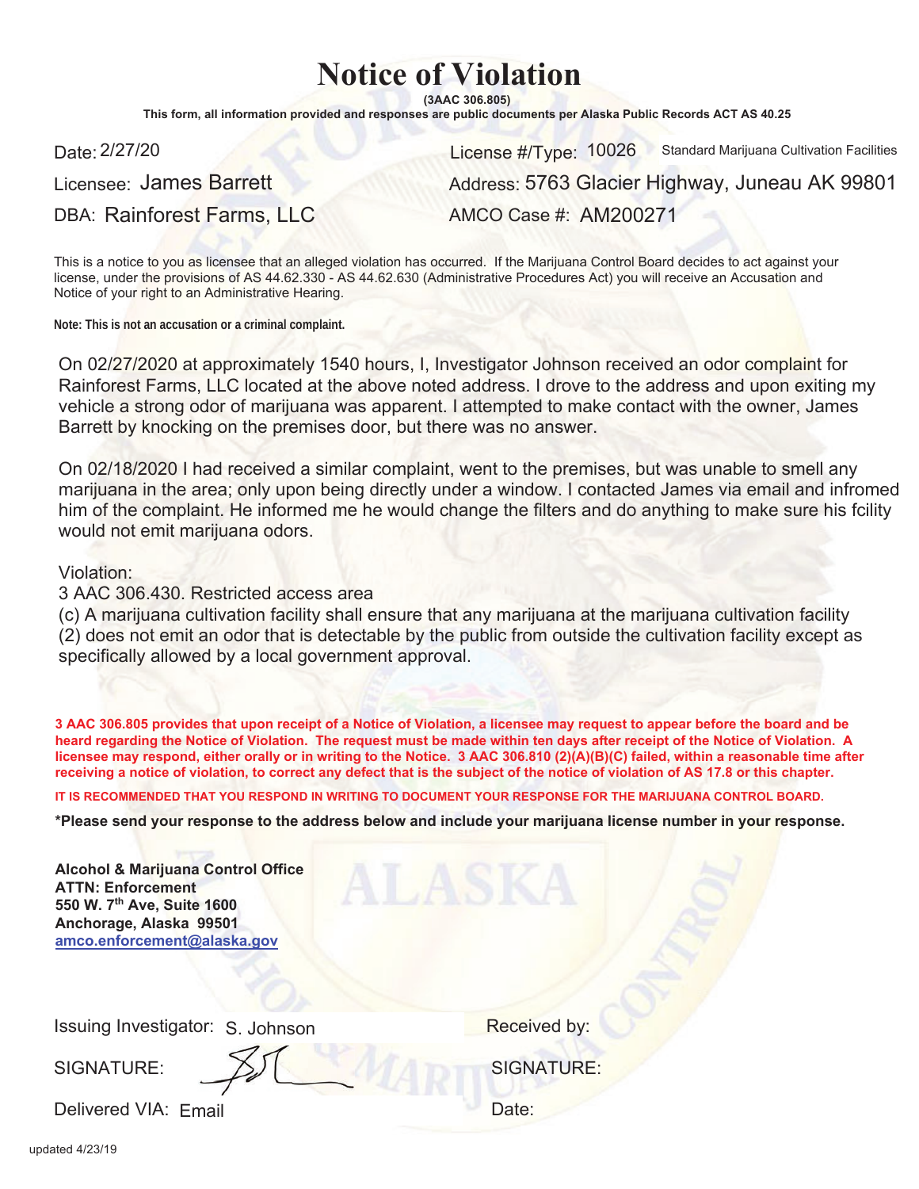# Notice of Violation

**(3AAC 306.805)**

**This form, all information provided and responses are public documents per Alaska Public Records ACT AS 40.25**

Date: 2/27/20

License #/Type: 10026 Standard Marijuana Cultivation Facilities

Licensee: James Barrett

Address: 5763 Glacier Highway, Juneau AK 99801

DBA: Rainforest Farms, LLC

AMCO Case #: AM200271

This is a notice to you as licensee that an alleged violation has occurred. If the Marijuana Control Board decides to act against your license, under the provisions of AS 44.62.330 - AS 44.62.630 (Administrative Procedures Act) you will receive an Accusation and Notice of your right to an Administrative Hearing.

**Note: This is not an accusation or a criminal complaint.**

On 02/27/2020 at approximately 1540 hours, I, Investigator Johnson received an odor complaint for Rainforest Farms, LLC located at the above noted address. I drove to the address and upon exiting my vehicle a strong odor of marijuana was apparent. I attempted to make contact with the owner, James Barrett by knocking on the premises door, but there was no answer.

On 02/18/2020 I had received a similar complaint, went to the premises, but was unable to smell any marijuana in the area; only upon being directly under a window. I contacted James via email and infromed him of the complaint. He informed me he would change the filters and do anything to make sure his fcility would not emit marijuana odors.

Violation:
3 AAC 306.430. Restricted access area
(c) A marijuana cultivation facility shall ensure that any marijuana at the marijuana cultivation facility (2) does not emit an odor that is detectable by the public from outside the cultivation facility except as specifically allowed by a local government approval.

**3 AAC 306.805 provides that upon receipt of a Notice of Violation, a licensee may request to appear before the board and be heard regarding the Notice of Violation. The request must be made within ten days after receipt of the Notice of Violation. A licensee may respond, either orally or in writing to the Notice. 3 AAC 306.810 (2)(A)(B)(C) failed, within a reasonable time after receiving a notice of violation, to correct any defect that is the subject of the notice of violation of AS 17.8 or this chapter.**

**IT IS RECOMMENDED THAT YOU RESPOND IN WRITING TO DOCUMENT YOUR RESPONSE FOR THE MARIJUANA CONTROL BOARD.**

**\*Please send your response to the address below and include your marijuana license number in your response.**

**Alcohol & Marijuana Control Office**
**ATTN: Enforcement**
**550 W. 7th Ave, Suite 1600**
**Anchorage, Alaska 99501**
**amco.enforcement@alaska.gov**

Issuing Investigator: S. Johnson

SIGNATURE:

Delivered VIA: Email

Received by:

SIGNATURE:

Date:

updated 4/23/19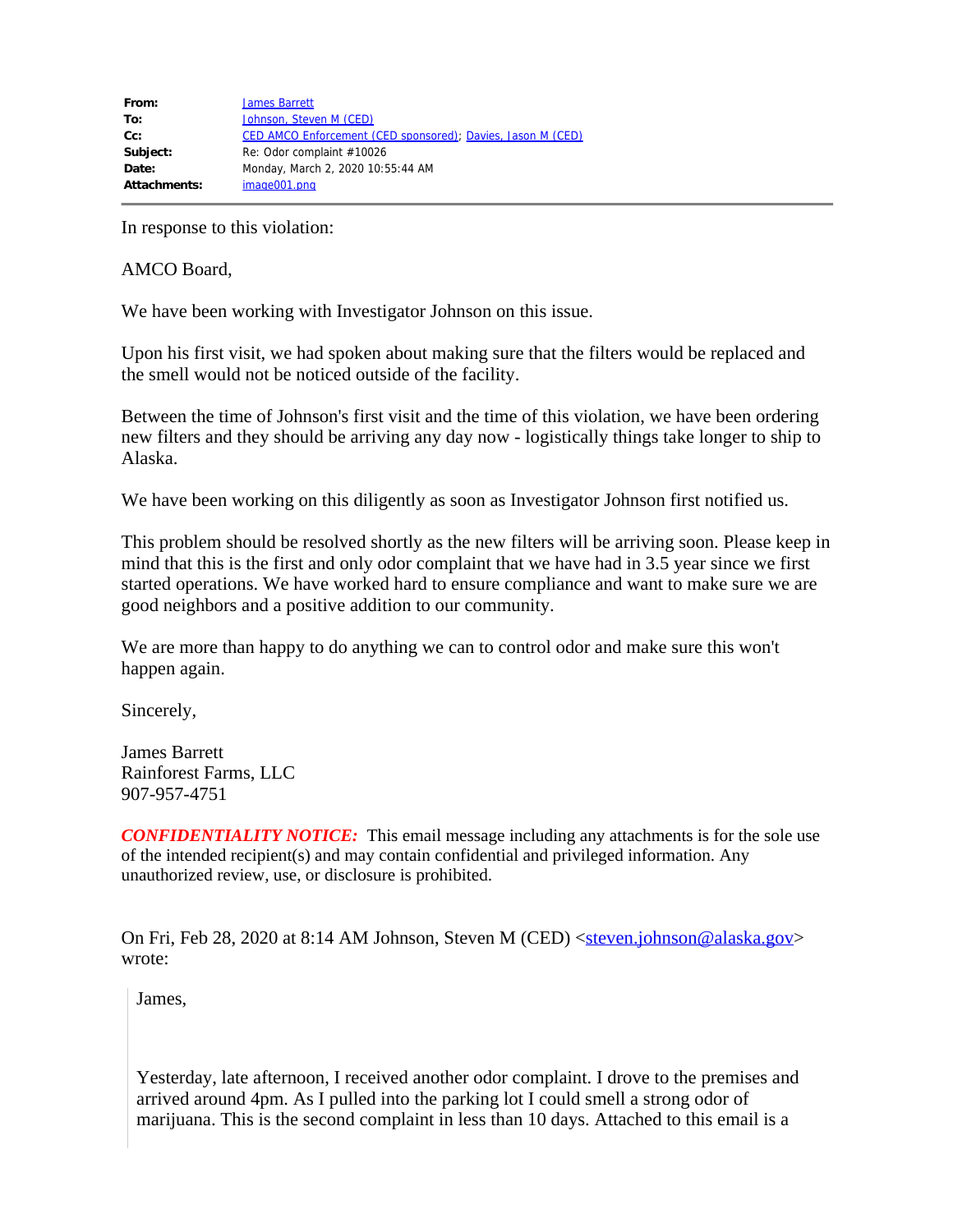| | |
|---|---|
| **From:** | James Barrett |
| **To:** | Johnson, Steven M (CED) |
| **Cc:** | CED AMCO Enforcement (CED sponsored); Davies, Jason M (CED) |
| **Subject:** | Re: Odor complaint #10026 |
| **Date:** | Monday, March 2, 2020 10:55:44 AM |
| **Attachments:** | image001.png |

In response to this violation:

AMCO Board,

We have been working with Investigator Johnson on this issue.

Upon his first visit, we had spoken about making sure that the filters would be replaced and the smell would not be noticed outside of the facility.

Between the time of Johnson's first visit and the time of this violation, we have been ordering new filters and they should be arriving any day now - logistically things take longer to ship to Alaska.

We have been working on this diligently as soon as Investigator Johnson first notified us.

This problem should be resolved shortly as the new filters will be arriving soon. Please keep in mind that this is the first and only odor complaint that we have had in 3.5 year since we first started operations. We have worked hard to ensure compliance and want to make sure we are good neighbors and a positive addition to our community.

We are more than happy to do anything we can to control odor and make sure this won't happen again.

Sincerely,

James Barrett
Rainforest Farms, LLC
907-957-4751

***CONFIDENTIALITY NOTICE:*** This email message including any attachments is for the sole use of the intended recipient(s) and may contain confidential and privileged information. Any unauthorized review, use, or disclosure is prohibited.

On Fri, Feb 28, 2020 at 8:14 AM Johnson, Steven M (CED) <steven.johnson@alaska.gov> wrote:

> James,
>
> Yesterday, late afternoon, I received another odor complaint. I drove to the premises and arrived around 4pm. As I pulled into the parking lot I could smell a strong odor of marijuana. This is the second complaint in less than 10 days. Attached to this email is a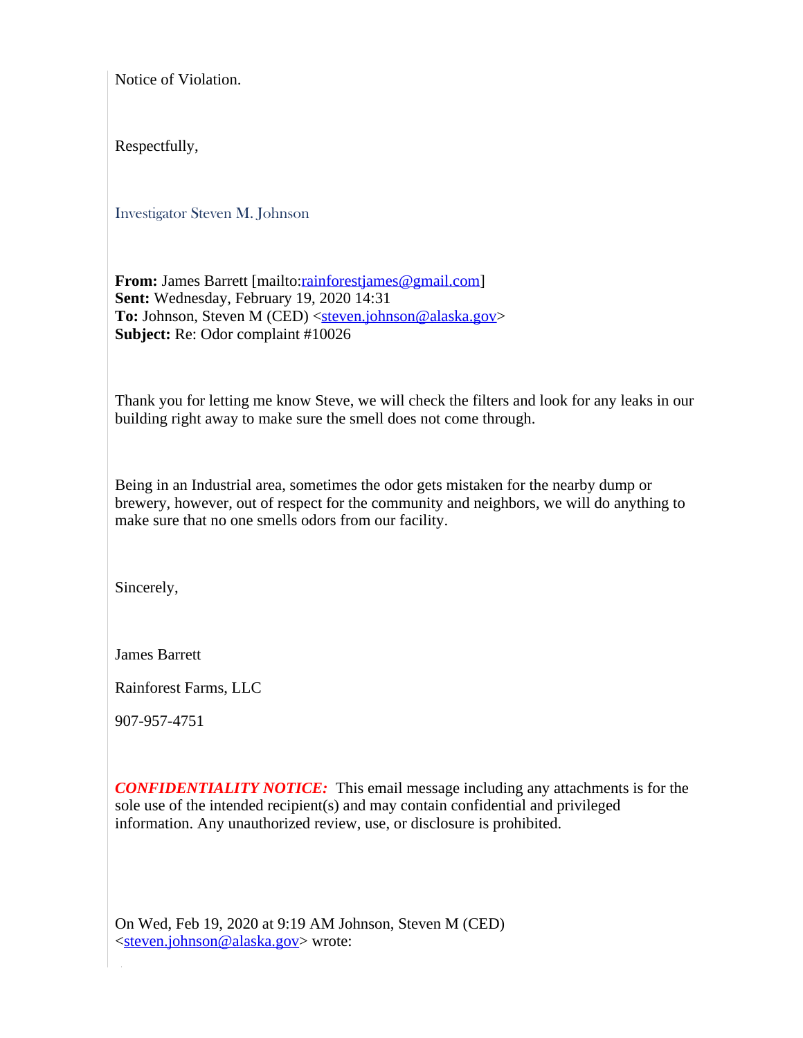Notice of Violation.

Respectfully,

Investigator Steven M. Johnson

**From:** James Barrett [mailto:rainforestjames@gmail.com]
**Sent:** Wednesday, February 19, 2020 14:31
**To:** Johnson, Steven M (CED) <steven.johnson@alaska.gov>
**Subject:** Re: Odor complaint #10026

Thank you for letting me know Steve, we will check the filters and look for any leaks in our building right away to make sure the smell does not come through.

Being in an Industrial area, sometimes the odor gets mistaken for the nearby dump or brewery, however, out of respect for the community and neighbors, we will do anything to make sure that no one smells odors from our facility.

Sincerely,

James Barrett

Rainforest Farms, LLC

907-957-4751

***CONFIDENTIALITY NOTICE:*** This email message including any attachments is for the sole use of the intended recipient(s) and may contain confidential and privileged information. Any unauthorized review, use, or disclosure is prohibited.

On Wed, Feb 19, 2020 at 9:19 AM Johnson, Steven M (CED) <steven.johnson@alaska.gov> wrote: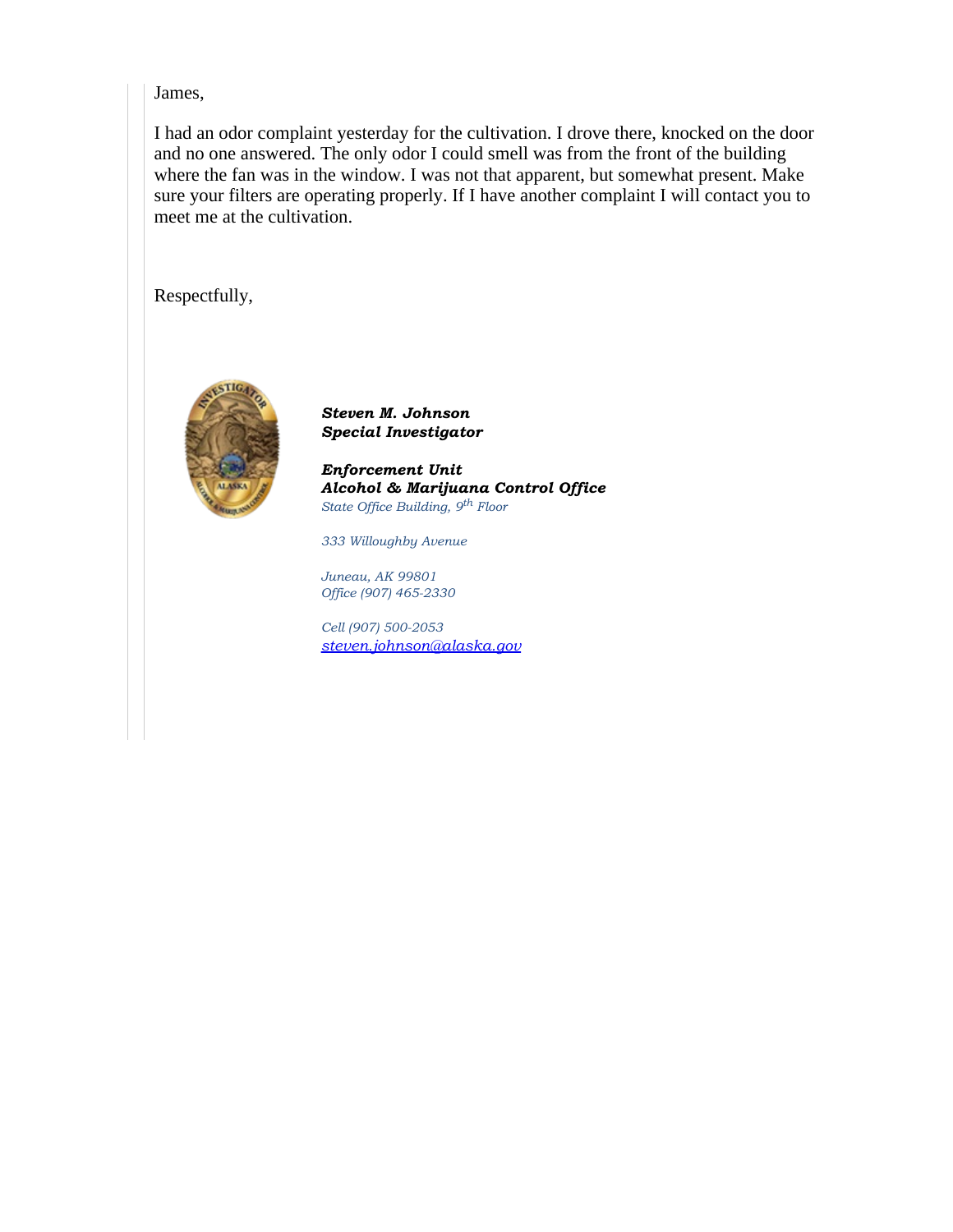James,

I had an odor complaint yesterday for the cultivation. I drove there, knocked on the door and no one answered. The only odor I could smell was from the front of the building where the fan was in the window. I was not that apparent, but somewhat present. Make sure your filters are operating properly. If I have another complaint I will contact you to meet me at the cultivation.

Respectfully,

***Steven M. Johnson***
***Special Investigator***

***Enforcement Unit***
***Alcohol & Marijuana Control Office***
*State Office Building, 9th Floor*

*333 Willoughby Avenue*

*Juneau, AK 99801*
*Office (907) 465-2330*

*Cell (907) 500-2053*
*steven.johnson@alaska.gov*